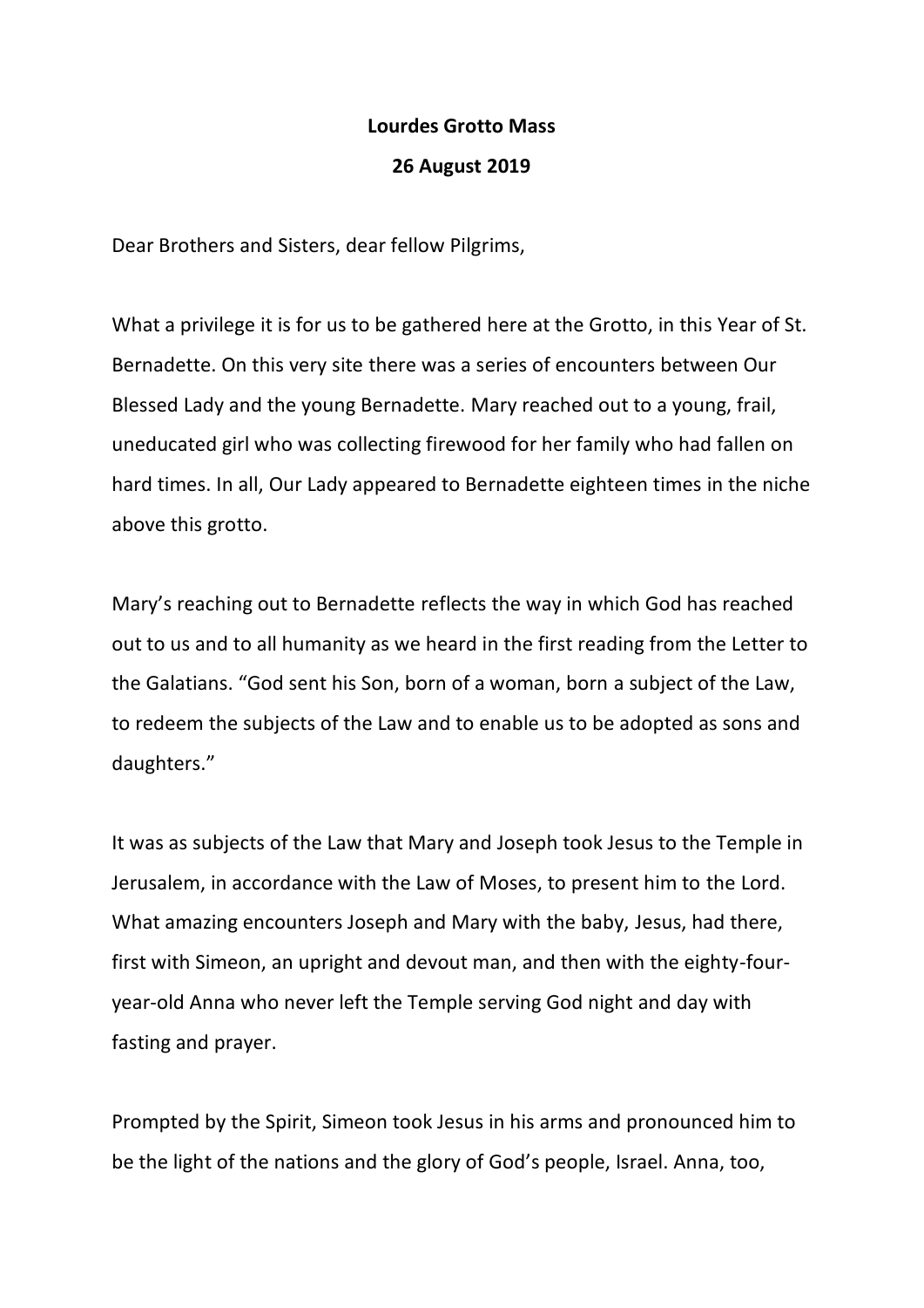**Lourdes Grotto Mass**

**26 August 2019**

Dear Brothers and Sisters, dear fellow Pilgrims,

What a privilege it is for us to be gathered here at the Grotto, in this Year of St. Bernadette. On this very site there was a series of encounters between Our Blessed Lady and the young Bernadette. Mary reached out to a young, frail, uneducated girl who was collecting firewood for her family who had fallen on hard times. In all, Our Lady appeared to Bernadette eighteen times in the niche above this grotto.

Mary's reaching out to Bernadette reflects the way in which God has reached out to us and to all humanity as we heard in the first reading from the Letter to the Galatians. "God sent his Son, born of a woman, born a subject of the Law, to redeem the subjects of the Law and to enable us to be adopted as sons and daughters."

It was as subjects of the Law that Mary and Joseph took Jesus to the Temple in Jerusalem, in accordance with the Law of Moses, to present him to the Lord. What amazing encounters Joseph and Mary with the baby, Jesus, had there, first with Simeon, an upright and devout man, and then with the eighty-four-year-old Anna who never left the Temple serving God night and day with fasting and prayer.

Prompted by the Spirit, Simeon took Jesus in his arms and pronounced him to be the light of the nations and the glory of God's people, Israel. Anna, too,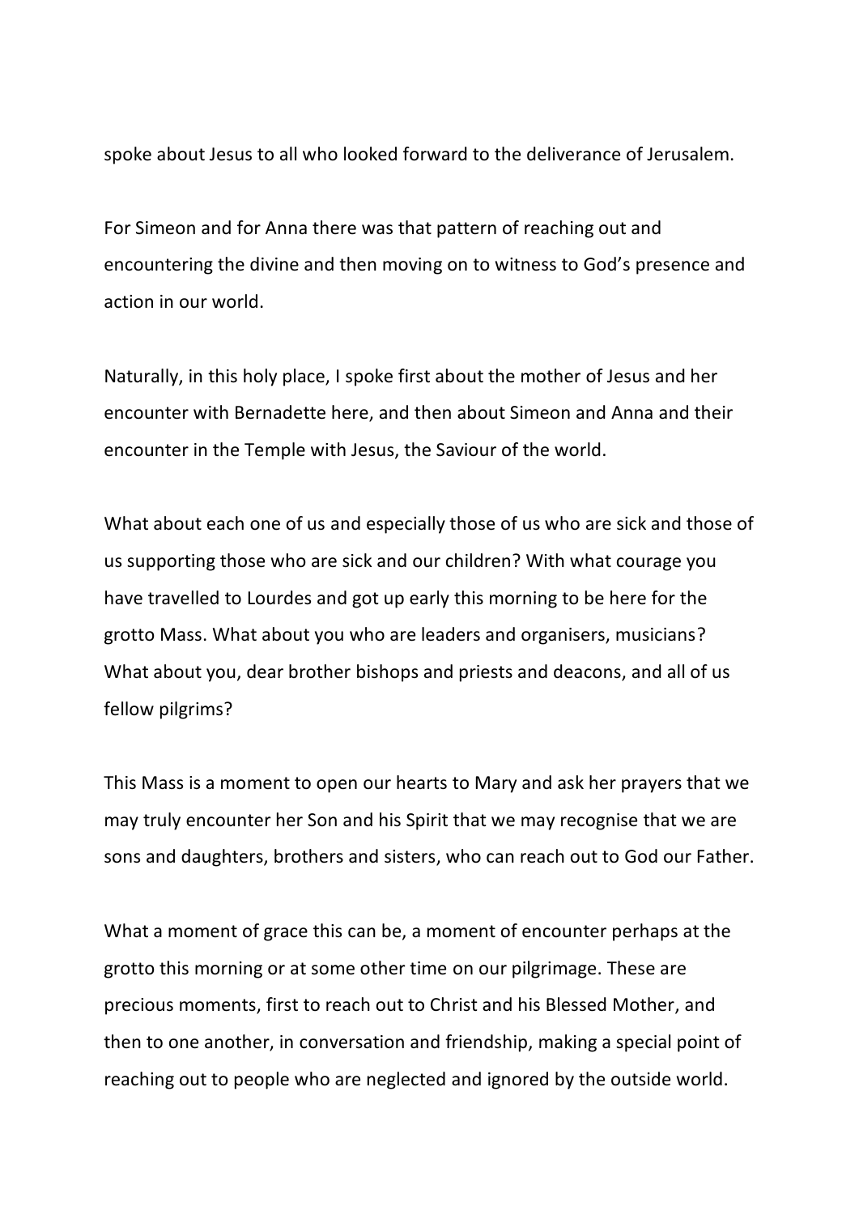spoke about Jesus to all who looked forward to the deliverance of Jerusalem.

For Simeon and for Anna there was that pattern of reaching out and encountering the divine and then moving on to witness to God's presence and action in our world.

Naturally, in this holy place, I spoke first about the mother of Jesus and her encounter with Bernadette here, and then about Simeon and Anna and their encounter in the Temple with Jesus, the Saviour of the world.

What about each one of us and especially those of us who are sick and those of us supporting those who are sick and our children? With what courage you have travelled to Lourdes and got up early this morning to be here for the grotto Mass. What about you who are leaders and organisers, musicians? What about you, dear brother bishops and priests and deacons, and all of us fellow pilgrims?

This Mass is a moment to open our hearts to Mary and ask her prayers that we may truly encounter her Son and his Spirit that we may recognise that we are sons and daughters, brothers and sisters, who can reach out to God our Father.

What a moment of grace this can be, a moment of encounter perhaps at the grotto this morning or at some other time on our pilgrimage. These are precious moments, first to reach out to Christ and his Blessed Mother, and then to one another, in conversation and friendship, making a special point of reaching out to people who are neglected and ignored by the outside world.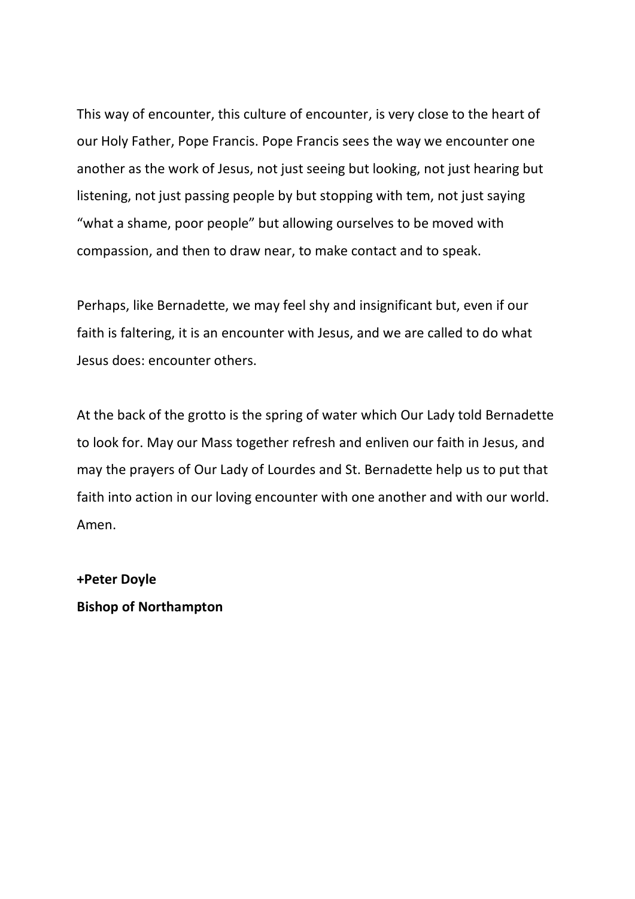This way of encounter, this culture of encounter, is very close to the heart of our Holy Father, Pope Francis. Pope Francis sees the way we encounter one another as the work of Jesus, not just seeing but looking, not just hearing but listening, not just passing people by but stopping with tem, not just saying "what a shame, poor people" but allowing ourselves to be moved with compassion, and then to draw near, to make contact and to speak.

Perhaps, like Bernadette, we may feel shy and insignificant but, even if our faith is faltering, it is an encounter with Jesus, and we are called to do what Jesus does: encounter others.

At the back of the grotto is the spring of water which Our Lady told Bernadette to look for. May our Mass together refresh and enliven our faith in Jesus, and may the prayers of Our Lady of Lourdes and St. Bernadette help us to put that faith into action in our loving encounter with one another and with our world. Amen.

**+Peter Doyle**
**Bishop of Northampton**